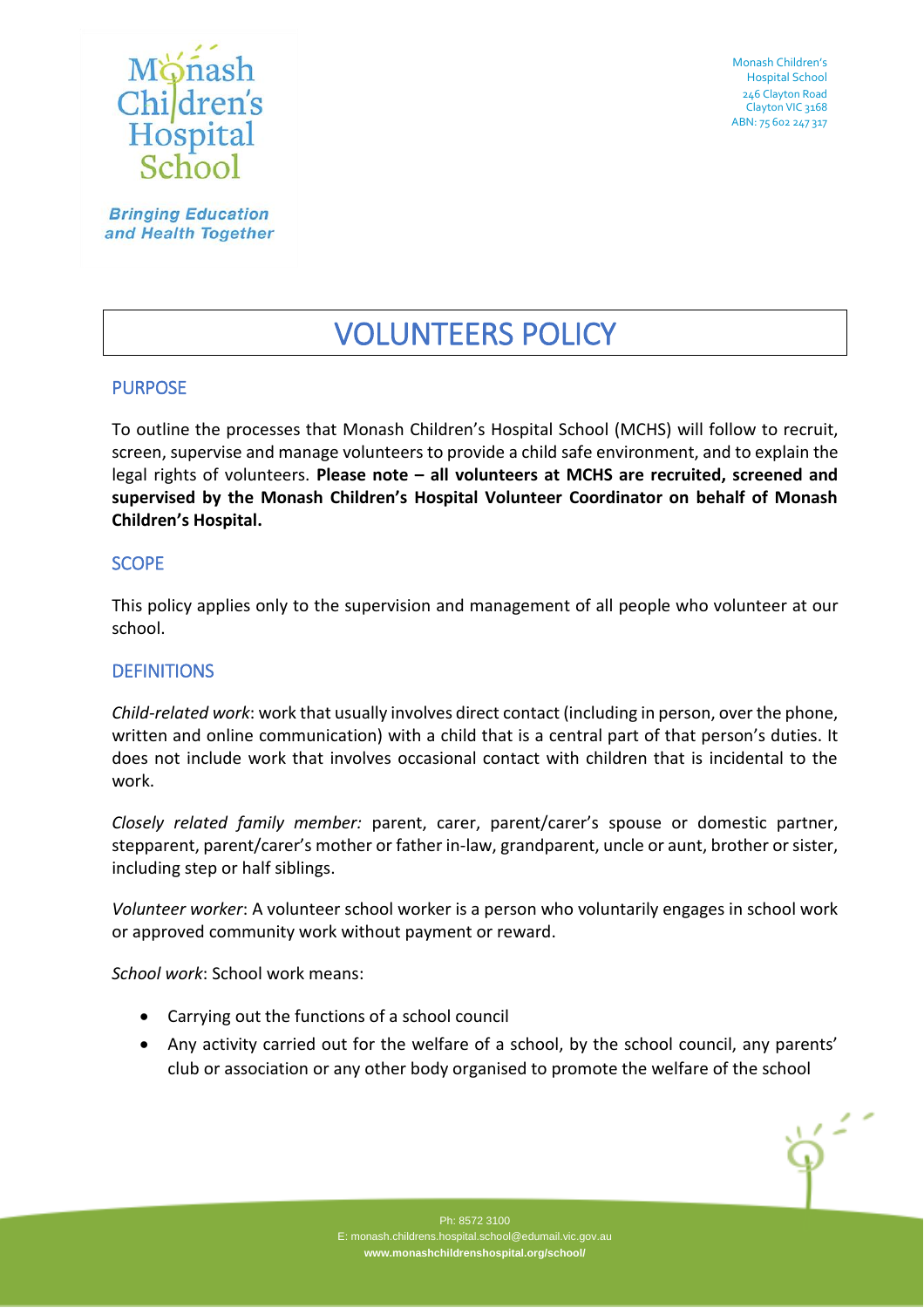Monash Children's Hospital School
246 Clayton Road
Clayton VIC 3168
ABN: 75 602 247 317

# VOLUNTEERS POLICY

## PURPOSE

To outline the processes that Monash Children's Hospital School (MCHS) will follow to recruit, screen, supervise and manage volunteers to provide a child safe environment, and to explain the legal rights of volunteers. **Please note – all volunteers at MCHS are recruited, screened and supervised by the Monash Children's Hospital Volunteer Coordinator on behalf of Monash Children's Hospital.**

## SCOPE

This policy applies only to the supervision and management of all people who volunteer at our school.

## DEFINITIONS

*Child-related work*: work that usually involves direct contact (including in person, over the phone, written and online communication) with a child that is a central part of that person's duties. It does not include work that involves occasional contact with children that is incidental to the work.

*Closely related family member:* parent, carer, parent/carer's spouse or domestic partner, stepparent, parent/carer's mother or father in-law, grandparent, uncle or aunt, brother or sister, including step or half siblings.

*Volunteer worker*: A volunteer school worker is a person who voluntarily engages in school work or approved community work without payment or reward.

*School work*: School work means:

- Carrying out the functions of a school council
- Any activity carried out for the welfare of a school, by the school council, any parents' club or association or any other body organised to promote the welfare of the school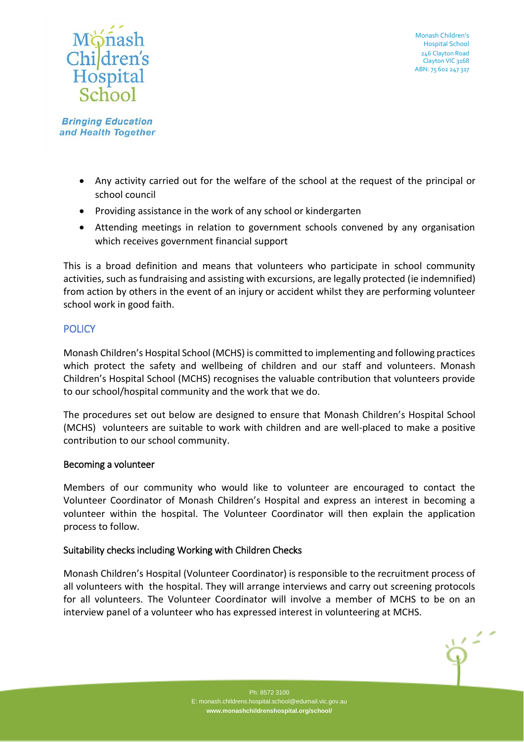- Any activity carried out for the welfare of the school at the request of the principal or school council
- Providing assistance in the work of any school or kindergarten
- Attending meetings in relation to government schools convened by any organisation which receives government financial support

This is a broad definition and means that volunteers who participate in school community activities, such as fundraising and assisting with excursions, are legally protected (ie indemnified) from action by others in the event of an injury or accident whilst they are performing volunteer school work in good faith.

## POLICY

Monash Children's Hospital School (MCHS) is committed to implementing and following practices which protect the safety and wellbeing of children and our staff and volunteers. Monash Children's Hospital School (MCHS) recognises the valuable contribution that volunteers provide to our school/hospital community and the work that we do.

The procedures set out below are designed to ensure that Monash Children's Hospital School (MCHS) volunteers are suitable to work with children and are well-placed to make a positive contribution to our school community.

### Becoming a volunteer

Members of our community who would like to volunteer are encouraged to contact the Volunteer Coordinator of Monash Children's Hospital and express an interest in becoming a volunteer within the hospital. The Volunteer Coordinator will then explain the application process to follow.

### Suitability checks including Working with Children Checks

Monash Children's Hospital (Volunteer Coordinator) is responsible to the recruitment process of all volunteers with the hospital. They will arrange interviews and carry out screening protocols for all volunteers. The Volunteer Coordinator will involve a member of MCHS to be on an interview panel of a volunteer who has expressed interest in volunteering at MCHS.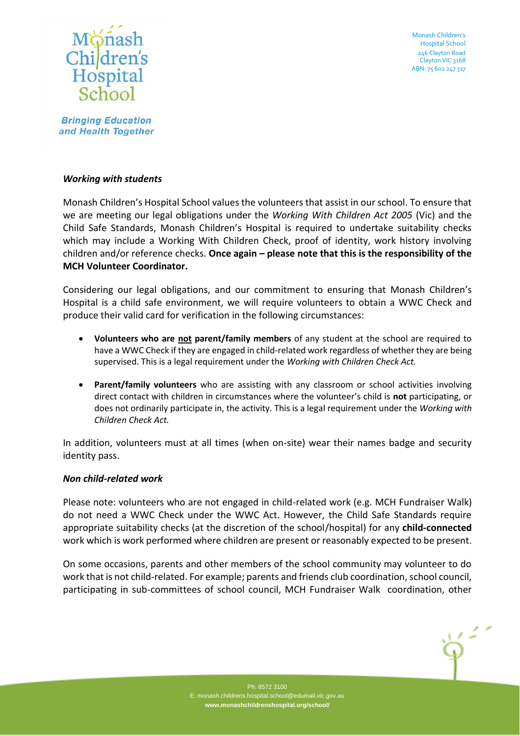### *Working with students*

Monash Children's Hospital School values the volunteers that assist in our school. To ensure that we are meeting our legal obligations under the *Working With Children Act 2005* (Vic) and the Child Safe Standards, Monash Children's Hospital is required to undertake suitability checks which may include a Working With Children Check, proof of identity, work history involving children and/or reference checks. **Once again – please note that this is the responsibility of the MCH Volunteer Coordinator.**

Considering our legal obligations, and our commitment to ensuring that Monash Children's Hospital is a child safe environment, we will require volunteers to obtain a WWC Check and produce their valid card for verification in the following circumstances:

- **Volunteers who are <u>not</u> parent/family members** of any student at the school are required to have a WWC Check if they are engaged in child-related work regardless of whether they are being supervised. This is a legal requirement under the *Working with Children Check Act.*
- **Parent/family volunteers** who are assisting with any classroom or school activities involving direct contact with children in circumstances where the volunteer's child is **not** participating, or does not ordinarily participate in, the activity. This is a legal requirement under the *Working with Children Check Act.*

In addition, volunteers must at all times (when on-site) wear their names badge and security identity pass.

### *Non child-related work*

Please note: volunteers who are not engaged in child-related work (e.g. MCH Fundraiser Walk) do not need a WWC Check under the WWC Act. However, the Child Safe Standards require appropriate suitability checks (at the discretion of the school/hospital) for any **child-connected** work which is work performed where children are present or reasonably expected to be present.

On some occasions, parents and other members of the school community may volunteer to do work that is not child-related. For example; parents and friends club coordination, school council, participating in sub-committees of school council, MCH Fundraiser Walk coordination, other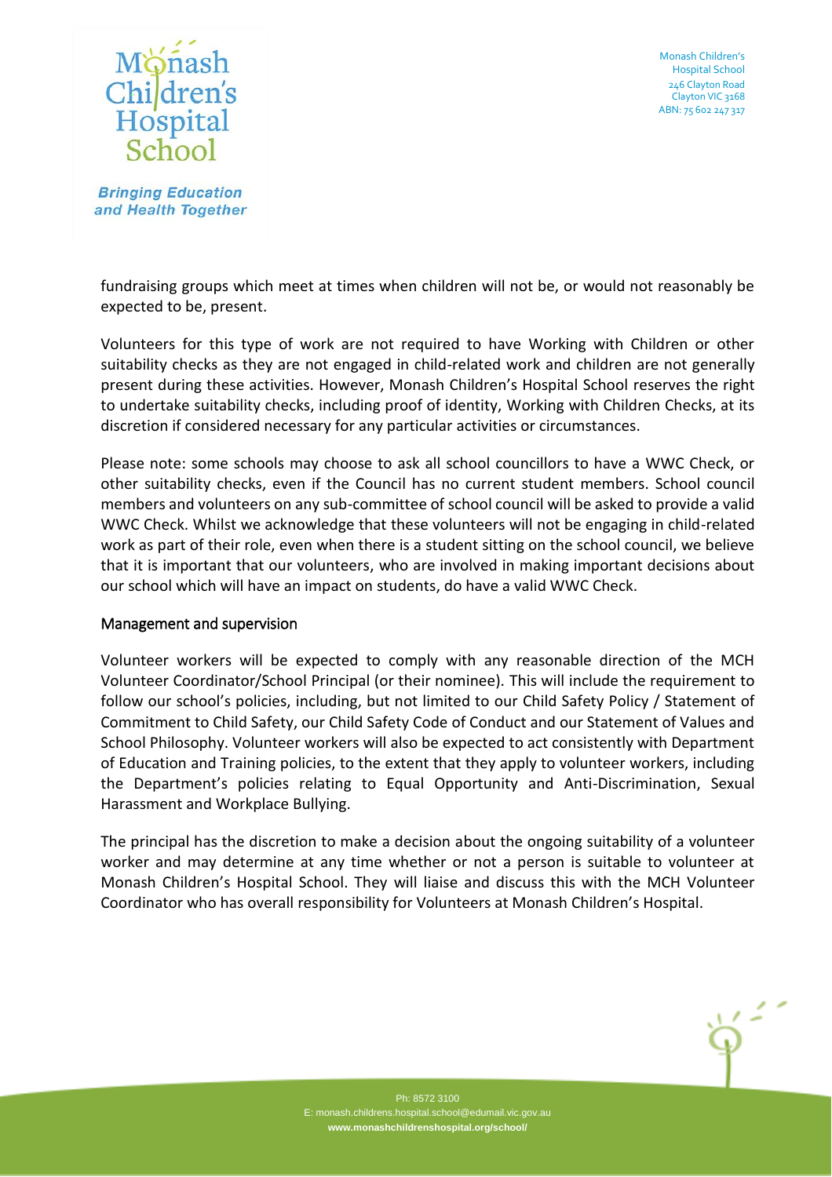fundraising groups which meet at times when children will not be, or would not reasonably be expected to be, present.

Volunteers for this type of work are not required to have Working with Children or other suitability checks as they are not engaged in child-related work and children are not generally present during these activities. However, Monash Children's Hospital School reserves the right to undertake suitability checks, including proof of identity, Working with Children Checks, at its discretion if considered necessary for any particular activities or circumstances.

Please note: some schools may choose to ask all school councillors to have a WWC Check, or other suitability checks, even if the Council has no current student members. School council members and volunteers on any sub-committee of school council will be asked to provide a valid WWC Check. Whilst we acknowledge that these volunteers will not be engaging in child-related work as part of their role, even when there is a student sitting on the school council, we believe that it is important that our volunteers, who are involved in making important decisions about our school which will have an impact on students, do have a valid WWC Check.

## Management and supervision

Volunteer workers will be expected to comply with any reasonable direction of the MCH Volunteer Coordinator/School Principal (or their nominee). This will include the requirement to follow our school's policies, including, but not limited to our Child Safety Policy / Statement of Commitment to Child Safety, our Child Safety Code of Conduct and our Statement of Values and School Philosophy. Volunteer workers will also be expected to act consistently with Department of Education and Training policies, to the extent that they apply to volunteer workers, including the Department's policies relating to Equal Opportunity and Anti-Discrimination, Sexual Harassment and Workplace Bullying.

The principal has the discretion to make a decision about the ongoing suitability of a volunteer worker and may determine at any time whether or not a person is suitable to volunteer at Monash Children's Hospital School. They will liaise and discuss this with the MCH Volunteer Coordinator who has overall responsibility for Volunteers at Monash Children's Hospital.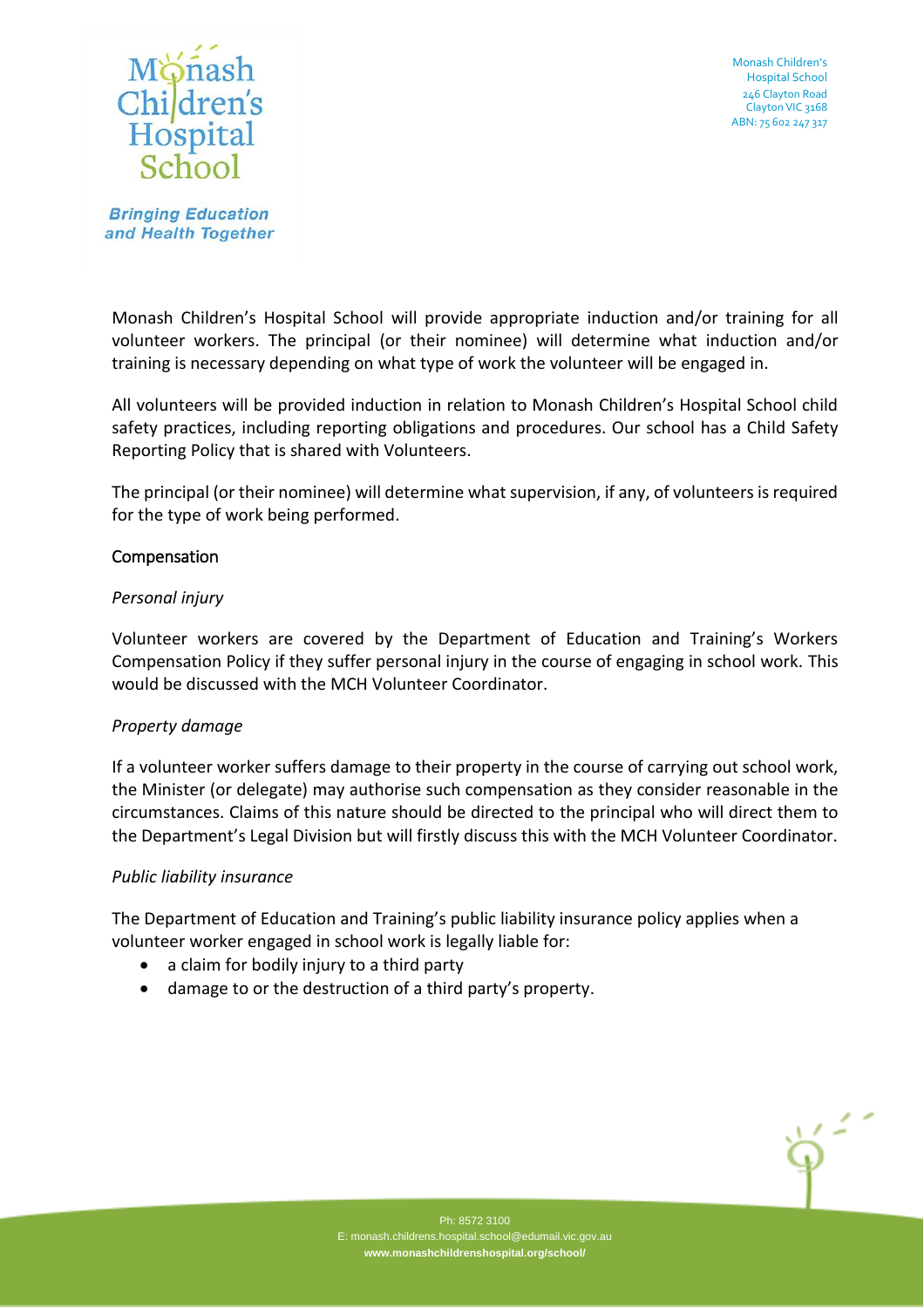Monash Children's Hospital School will provide appropriate induction and/or training for all volunteer workers. The principal (or their nominee) will determine what induction and/or training is necessary depending on what type of work the volunteer will be engaged in.

All volunteers will be provided induction in relation to Monash Children's Hospital School child safety practices, including reporting obligations and procedures. Our school has a Child Safety Reporting Policy that is shared with Volunteers.

The principal (or their nominee) will determine what supervision, if any, of volunteers is required for the type of work being performed.

## Compensation

*Personal injury*

Volunteer workers are covered by the Department of Education and Training's Workers Compensation Policy if they suffer personal injury in the course of engaging in school work. This would be discussed with the MCH Volunteer Coordinator.

*Property damage*

If a volunteer worker suffers damage to their property in the course of carrying out school work, the Minister (or delegate) may authorise such compensation as they consider reasonable in the circumstances. Claims of this nature should be directed to the principal who will direct them to the Department's Legal Division but will firstly discuss this with the MCH Volunteer Coordinator.

*Public liability insurance*

The Department of Education and Training's public liability insurance policy applies when a volunteer worker engaged in school work is legally liable for:

- a claim for bodily injury to a third party
- damage to or the destruction of a third party's property.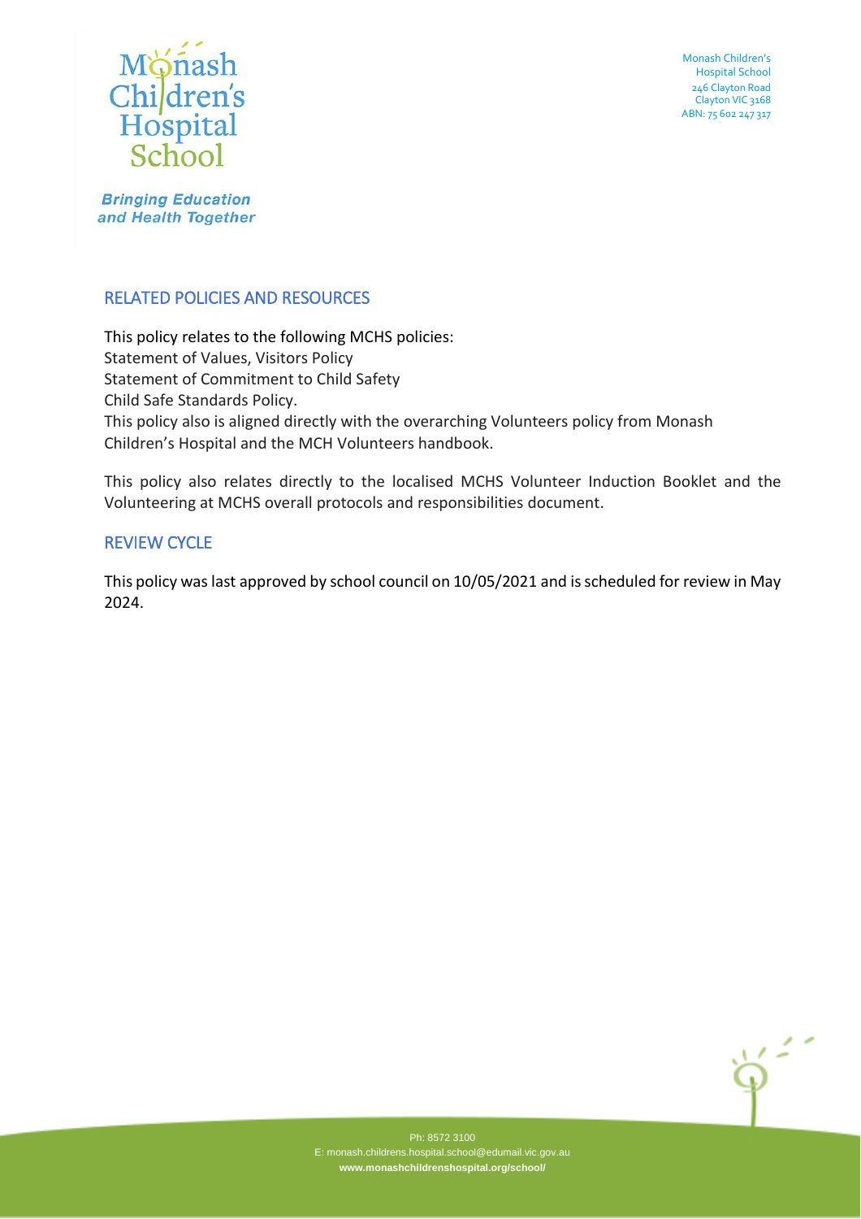## RELATED POLICIES AND RESOURCES

This policy relates to the following MCHS policies:
Statement of Values, Visitors Policy
Statement of Commitment to Child Safety
Child Safe Standards Policy.
This policy also is aligned directly with the overarching Volunteers policy from Monash Children's Hospital and the MCH Volunteers handbook.

This policy also relates directly to the localised MCHS Volunteer Induction Booklet and the Volunteering at MCHS overall protocols and responsibilities document.

## REVIEW CYCLE

This policy was last approved by school council on 10/05/2021 and is scheduled for review in May 2024.